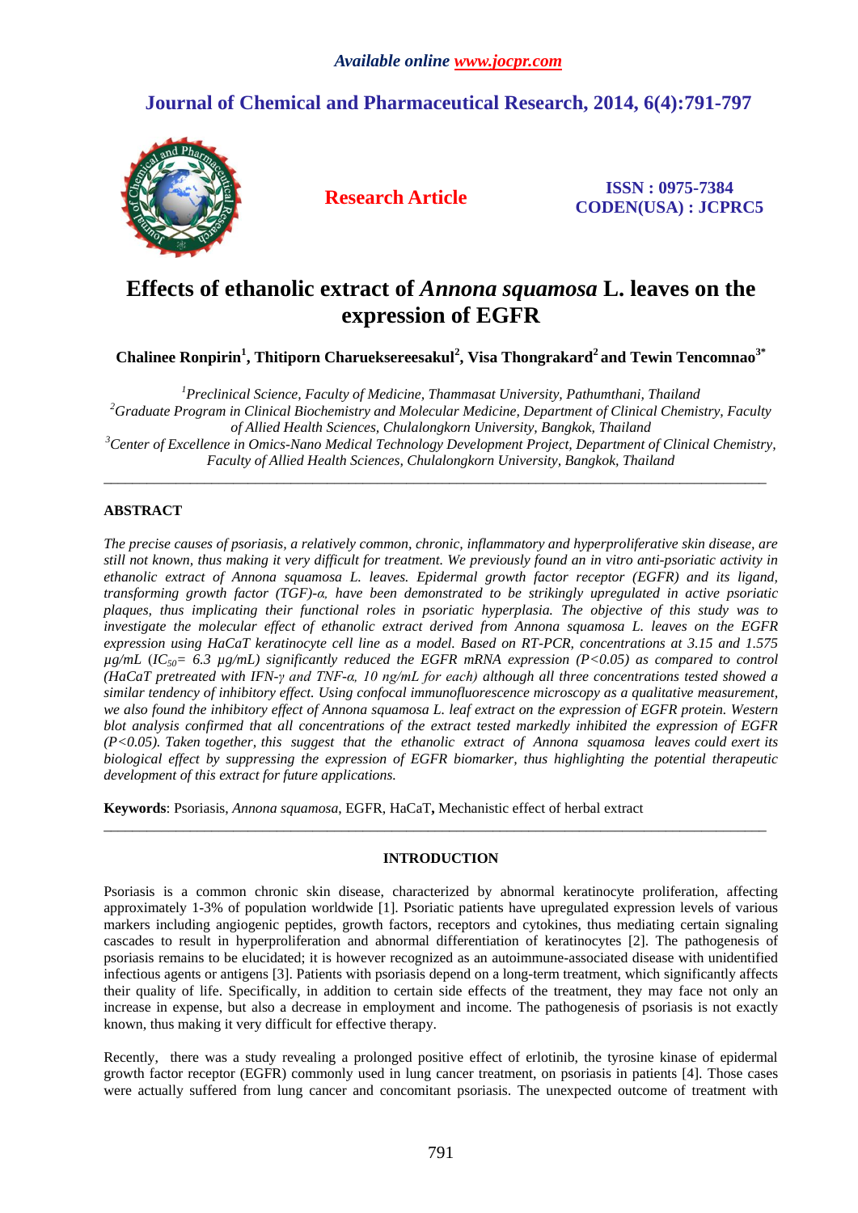*Available online www.jocpr.com*

## Journal of Chemical and Pharmaceutical Research, 2014, 6(4):791-797

**Research Article**

**ISSN : 0975-7384**
**CODEN(USA) : JCPRC5**

# Effects of ethanolic extract of *Annona squamosa* L. leaves on the expression of EGFR

**Chalinee Ronpirin[1], Thitiporn Charueksereesakul[2], Visa Thongrakard[2] and Tewin Tencomnao[3*]**

*[1]Preclinical Science, Faculty of Medicine, Thammasat University, Pathumthani, Thailand*
*[2]Graduate Program in Clinical Biochemistry and Molecular Medicine, Department of Clinical Chemistry, Faculty of Allied Health Sciences, Chulalongkorn University, Bangkok, Thailand*
*[3]Center of Excellence in Omics-Nano Medical Technology Development Project, Department of Clinical Chemistry, Faculty of Allied Health Sciences, Chulalongkorn University, Bangkok, Thailand*

---

## ABSTRACT

*The precise causes of psoriasis, a relatively common, chronic, inflammatory and hyperproliferative skin disease, are still not known, thus making it very difficult for treatment. We previously found an in vitro anti-psoriatic activity in ethanolic extract of Annona squamosa L. leaves. Epidermal growth factor receptor (EGFR) and its ligand, transforming growth factor (TGF)-α, have been demonstrated to be strikingly upregulated in active psoriatic plaques, thus implicating their functional roles in psoriatic hyperplasia. The objective of this study was to investigate the molecular effect of ethanolic extract derived from Annona squamosa L. leaves on the EGFR expression using HaCaT keratinocyte cell line as a model. Based on RT-PCR, concentrations at 3.15 and 1.575 µg/mL ($IC_{50}$= 6.3 µg/mL) significantly reduced the EGFR mRNA expression ($P<0.05$) as compared to control (HaCaT pretreated with IFN-γ and TNF-α, 10 ng/mL for each) although all three concentrations tested showed a similar tendency of inhibitory effect. Using confocal immunofluorescence microscopy as a qualitative measurement, we also found the inhibitory effect of Annona squamosa L. leaf extract on the expression of EGFR protein. Western blot analysis confirmed that all concentrations of the extract tested markedly inhibited the expression of EGFR ($P<0.05$). Taken together, this suggest that the ethanolic extract of Annona squamosa leaves could exert its biological effect by suppressing the expression of EGFR biomarker, thus highlighting the potential therapeutic development of this extract for future applications.*

**Keywords**: Psoriasis, *Annona squamosa*, EGFR, HaCaT**,** Mechanistic effect of herbal extract

---

## INTRODUCTION

Psoriasis is a common chronic skin disease, characterized by abnormal keratinocyte proliferation, affecting approximately 1-3% of population worldwide [1]. Psoriatic patients have upregulated expression levels of various markers including angiogenic peptides, growth factors, receptors and cytokines, thus mediating certain signaling cascades to result in hyperproliferation and abnormal differentiation of keratinocytes [2]. The pathogenesis of psoriasis remains to be elucidated; it is however recognized as an autoimmune-associated disease with unidentified infectious agents or antigens [3]. Patients with psoriasis depend on a long-term treatment, which significantly affects their quality of life. Specifically, in addition to certain side effects of the treatment, they may face not only an increase in expense, but also a decrease in employment and income. The pathogenesis of psoriasis is not exactly known, thus making it very difficult for effective therapy.

Recently, there was a study revealing a prolonged positive effect of erlotinib, the tyrosine kinase of epidermal growth factor receptor (EGFR) commonly used in lung cancer treatment, on psoriasis in patients [4]. Those cases were actually suffered from lung cancer and concomitant psoriasis. The unexpected outcome of treatment with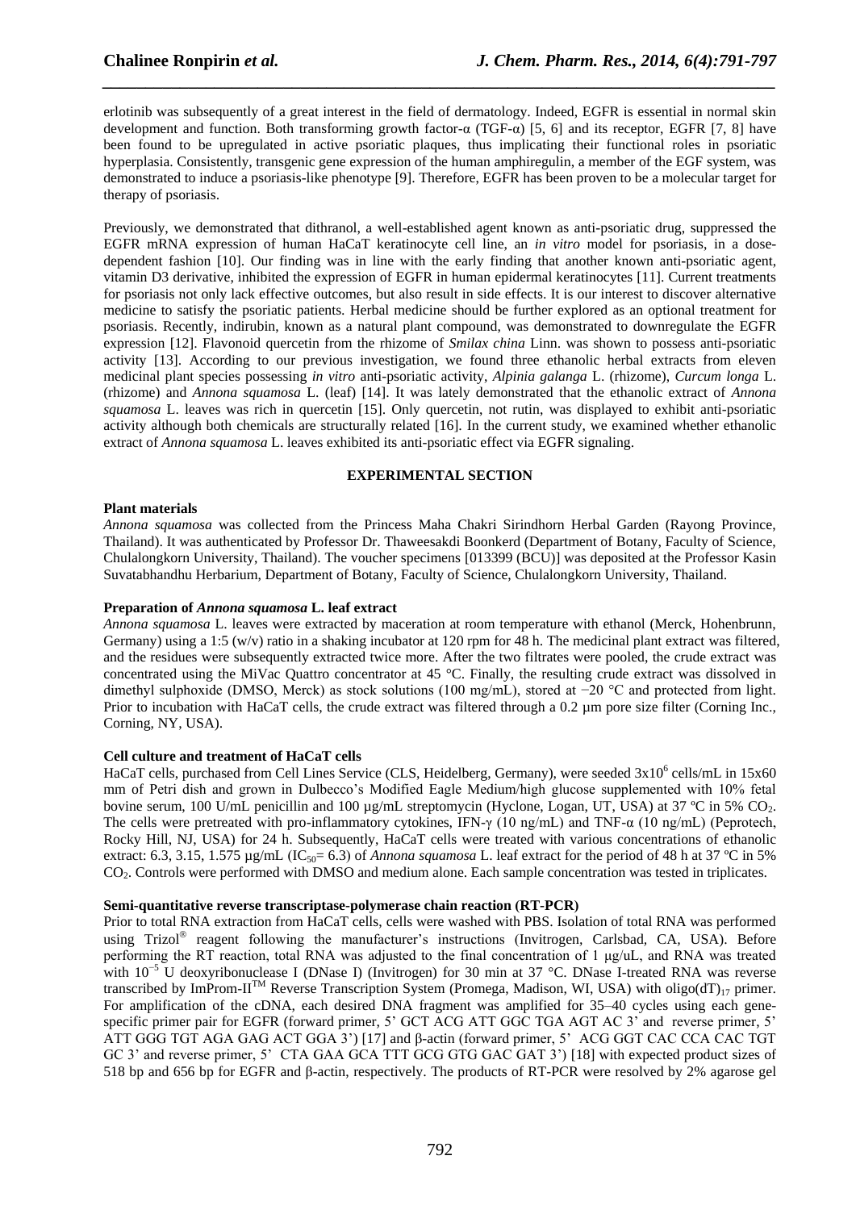erlotinib was subsequently of a great interest in the field of dermatology. Indeed, EGFR is essential in normal skin development and function. Both transforming growth factor-α (TGF-α) [5, 6] and its receptor, EGFR [7, 8] have been found to be upregulated in active psoriatic plaques, thus implicating their functional roles in psoriatic hyperplasia. Consistently, transgenic gene expression of the human amphiregulin, a member of the EGF system, was demonstrated to induce a psoriasis-like phenotype [9]. Therefore, EGFR has been proven to be a molecular target for therapy of psoriasis.

Previously, we demonstrated that dithranol, a well-established agent known as anti-psoriatic drug, suppressed the EGFR mRNA expression of human HaCaT keratinocyte cell line, an *in vitro* model for psoriasis, in a dose-dependent fashion [10]. Our finding was in line with the early finding that another known anti-psoriatic agent, vitamin D3 derivative, inhibited the expression of EGFR in human epidermal keratinocytes [11]. Current treatments for psoriasis not only lack effective outcomes, but also result in side effects. It is our interest to discover alternative medicine to satisfy the psoriatic patients. Herbal medicine should be further explored as an optional treatment for psoriasis. Recently, indirubin, known as a natural plant compound, was demonstrated to downregulate the EGFR expression [12]. Flavonoid quercetin from the rhizome of *Smilax china* Linn. was shown to possess anti-psoriatic activity [13]. According to our previous investigation, we found three ethanolic herbal extracts from eleven medicinal plant species possessing *in vitro* anti-psoriatic activity, *Alpinia galanga* L. (rhizome), *Curcum longa* L. (rhizome) and *Annona squamosa* L. (leaf) [14]. It was lately demonstrated that the ethanolic extract of *Annona squamosa* L. leaves was rich in quercetin [15]. Only quercetin, not rutin, was displayed to exhibit anti-psoriatic activity although both chemicals are structurally related [16]. In the current study, we examined whether ethanolic extract of *Annona squamosa* L. leaves exhibited its anti-psoriatic effect via EGFR signaling.

## EXPERIMENTAL SECTION

### Plant materials

*Annona squamosa* was collected from the Princess Maha Chakri Sirindhorn Herbal Garden (Rayong Province, Thailand). It was authenticated by Professor Dr. Thaweesakdi Boonkerd (Department of Botany, Faculty of Science, Chulalongkorn University, Thailand). The voucher specimens [013399 (BCU)] was deposited at the Professor Kasin Suvatabhandhu Herbarium, Department of Botany, Faculty of Science, Chulalongkorn University, Thailand.

### Preparation of *Annona squamosa* L. leaf extract

*Annona squamosa* L. leaves were extracted by maceration at room temperature with ethanol (Merck, Hohenbrunn, Germany) using a 1:5 (w/v) ratio in a shaking incubator at 120 rpm for 48 h. The medicinal plant extract was filtered, and the residues were subsequently extracted twice more. After the two filtrates were pooled, the crude extract was concentrated using the MiVac Quattro concentrator at 45 °C. Finally, the resulting crude extract was dissolved in dimethyl sulphoxide (DMSO, Merck) as stock solutions (100 mg/mL), stored at −20 °C and protected from light. Prior to incubation with HaCaT cells, the crude extract was filtered through a 0.2 µm pore size filter (Corning Inc., Corning, NY, USA).

### Cell culture and treatment of HaCaT cells

HaCaT cells, purchased from Cell Lines Service (CLS, Heidelberg, Germany), were seeded $3x10^6$ cells/mL in 15x60 mm of Petri dish and grown in Dulbecco's Modified Eagle Medium/high glucose supplemented with 10% fetal bovine serum, 100 U/mL penicillin and 100 µg/mL streptomycin (Hyclone, Logan, UT, USA) at 37 ºC in 5% $CO_2$. The cells were pretreated with pro-inflammatory cytokines, IFN-γ (10 ng/mL) and TNF-α (10 ng/mL) (Peprotech, Rocky Hill, NJ, USA) for 24 h. Subsequently, HaCaT cells were treated with various concentrations of ethanolic extract: 6.3, 3.15, 1.575 µg/mL ($IC_{50}$= 6.3) of *Annona squamosa* L. leaf extract for the period of 48 h at 37 ºC in 5% $CO_2$. Controls were performed with DMSO and medium alone. Each sample concentration was tested in triplicates.

### Semi-quantitative reverse transcriptase-polymerase chain reaction (RT-PCR)

Prior to total RNA extraction from HaCaT cells, cells were washed with PBS. Isolation of total RNA was performed using Trizol® reagent following the manufacturer's instructions (Invitrogen, Carlsbad, CA, USA). Before performing the RT reaction, total RNA was adjusted to the final concentration of 1 µg/uL, and RNA was treated with $10^{-5}$ U deoxyribonuclease I (DNase I) (Invitrogen) for 30 min at 37 °C. DNase I-treated RNA was reverse transcribed by ImProm-II™ Reverse Transcription System (Promega, Madison, WI, USA) with oligo$(dT)_{17}$ primer. For amplification of the cDNA, each desired DNA fragment was amplified for 35–40 cycles using each gene-specific primer pair for EGFR (forward primer, 5' GCT ACG ATT GGC TGA AGT AC 3' and reverse primer, 5' ATT GGG TGT AGA GAG ACT GGA 3') [17] and β-actin (forward primer, 5' ACG GGT CAC CCA CAC TGT GC 3' and reverse primer, 5' CTA GAA GCA TTT GCG GTG GAC GAT 3') [18] with expected product sizes of 518 bp and 656 bp for EGFR and β-actin, respectively. The products of RT-PCR were resolved by 2% agarose gel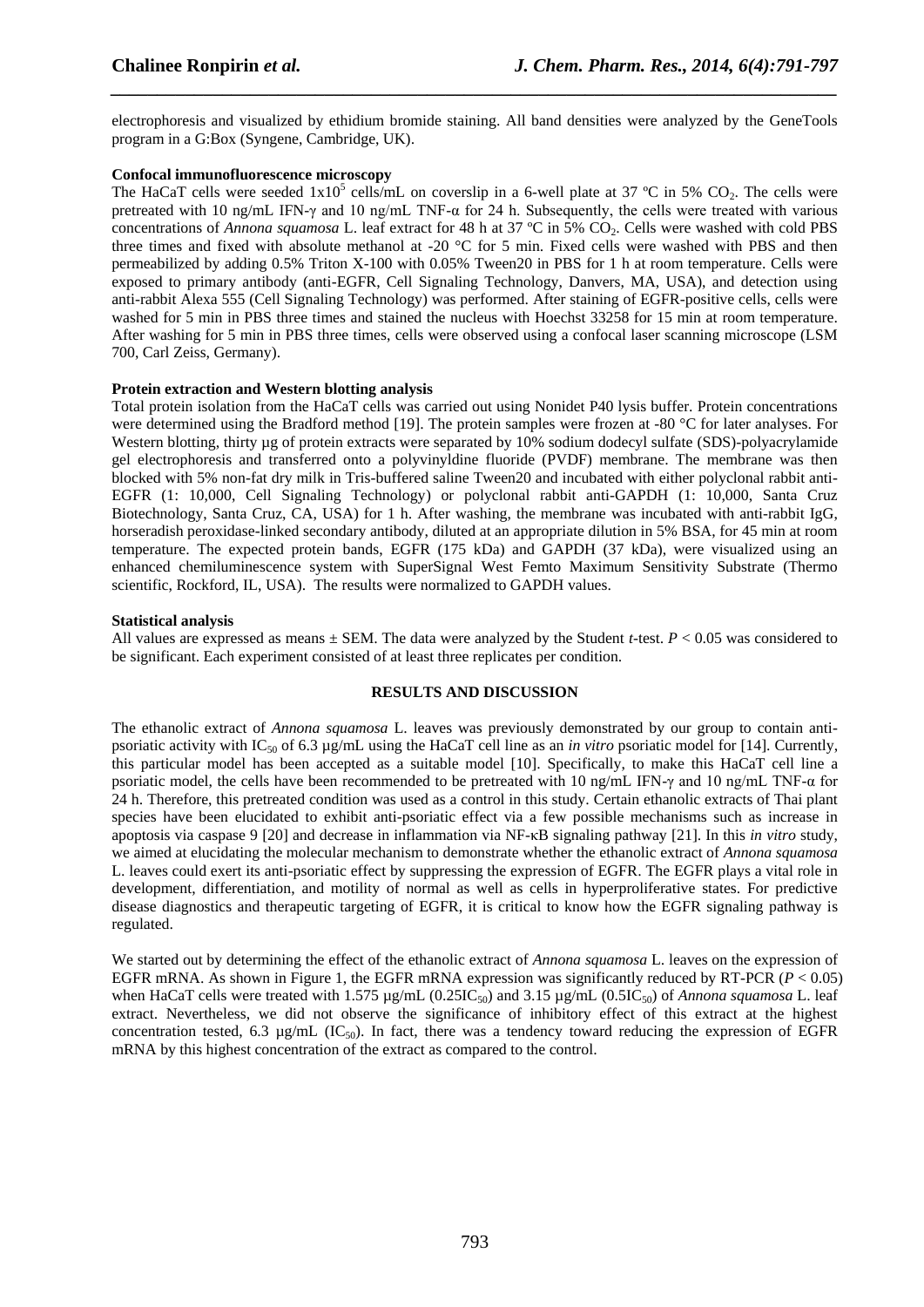electrophoresis and visualized by ethidium bromide staining. All band densities were analyzed by the GeneTools program in a G:Box (Syngene, Cambridge, UK).

**Confocal immunofluorescence microscopy**

The HaCaT cells were seeded $1 \times 10^5$ cells/mL on coverslip in a 6-well plate at 37 ºC in 5% $CO_2$. The cells were pretreated with 10 ng/mL IFN-γ and 10 ng/mL TNF-α for 24 h. Subsequently, the cells were treated with various concentrations of *Annona squamosa* L. leaf extract for 48 h at 37 ºC in 5% $CO_2$. Cells were washed with cold PBS three times and fixed with absolute methanol at -20 °C for 5 min. Fixed cells were washed with PBS and then permeabilized by adding 0.5% Triton X-100 with 0.05% Tween20 in PBS for 1 h at room temperature. Cells were exposed to primary antibody (anti-EGFR, Cell Signaling Technology, Danvers, MA, USA), and detection using anti-rabbit Alexa 555 (Cell Signaling Technology) was performed. After staining of EGFR-positive cells, cells were washed for 5 min in PBS three times and stained the nucleus with Hoechst 33258 for 15 min at room temperature. After washing for 5 min in PBS three times, cells were observed using a confocal laser scanning microscope (LSM 700, Carl Zeiss, Germany).

**Protein extraction and Western blotting analysis**

Total protein isolation from the HaCaT cells was carried out using Nonidet P40 lysis buffer. Protein concentrations were determined using the Bradford method [19]. The protein samples were frozen at -80 °C for later analyses. For Western blotting, thirty µg of protein extracts were separated by 10% sodium dodecyl sulfate (SDS)-polyacrylamide gel electrophoresis and transferred onto a polyvinyldine fluoride (PVDF) membrane. The membrane was then blocked with 5% non-fat dry milk in Tris-buffered saline Tween20 and incubated with either polyclonal rabbit anti-EGFR (1: 10,000, Cell Signaling Technology) or polyclonal rabbit anti-GAPDH (1: 10,000, Santa Cruz Biotechnology, Santa Cruz, CA, USA) for 1 h. After washing, the membrane was incubated with anti-rabbit IgG, horseradish peroxidase-linked secondary antibody, diluted at an appropriate dilution in 5% BSA, for 45 min at room temperature. The expected protein bands, EGFR (175 kDa) and GAPDH (37 kDa), were visualized using an enhanced chemiluminescence system with SuperSignal West Femto Maximum Sensitivity Substrate (Thermo scientific, Rockford, IL, USA). The results were normalized to GAPDH values.

**Statistical analysis**

All values are expressed as means ± SEM. The data were analyzed by the Student *t*-test. $P < 0.05$ was considered to be significant. Each experiment consisted of at least three replicates per condition.

## RESULTS AND DISCUSSION

The ethanolic extract of *Annona squamosa* L. leaves was previously demonstrated by our group to contain anti-psoriatic activity with $IC_{50}$ of 6.3 µg/mL using the HaCaT cell line as an *in vitro* psoriatic model for [14]. Currently, this particular model has been accepted as a suitable model [10]. Specifically, to make this HaCaT cell line a psoriatic model, the cells have been recommended to be pretreated with 10 ng/mL IFN-γ and 10 ng/mL TNF-α for 24 h. Therefore, this pretreated condition was used as a control in this study. Certain ethanolic extracts of Thai plant species have been elucidated to exhibit anti-psoriatic effect via a few possible mechanisms such as increase in apoptosis via caspase 9 [20] and decrease in inflammation via NF-κB signaling pathway [21]. In this *in vitro* study, we aimed at elucidating the molecular mechanism to demonstrate whether the ethanolic extract of *Annona squamosa* L. leaves could exert its anti-psoriatic effect by suppressing the expression of EGFR. The EGFR plays a vital role in development, differentiation, and motility of normal as well as cells in hyperproliferative states. For predictive disease diagnostics and therapeutic targeting of EGFR, it is critical to know how the EGFR signaling pathway is regulated.

We started out by determining the effect of the ethanolic extract of *Annona squamosa* L. leaves on the expression of EGFR mRNA. As shown in Figure 1, the EGFR mRNA expression was significantly reduced by RT-PCR ($P < 0.05$) when HaCaT cells were treated with 1.575 µg/mL ($0.25IC_{50}$) and 3.15 µg/mL ($0.5IC_{50}$) of *Annona squamosa* L. leaf extract. Nevertheless, we did not observe the significance of inhibitory effect of this extract at the highest concentration tested, 6.3 µg/mL ($IC_{50}$). In fact, there was a tendency toward reducing the expression of EGFR mRNA by this highest concentration of the extract as compared to the control.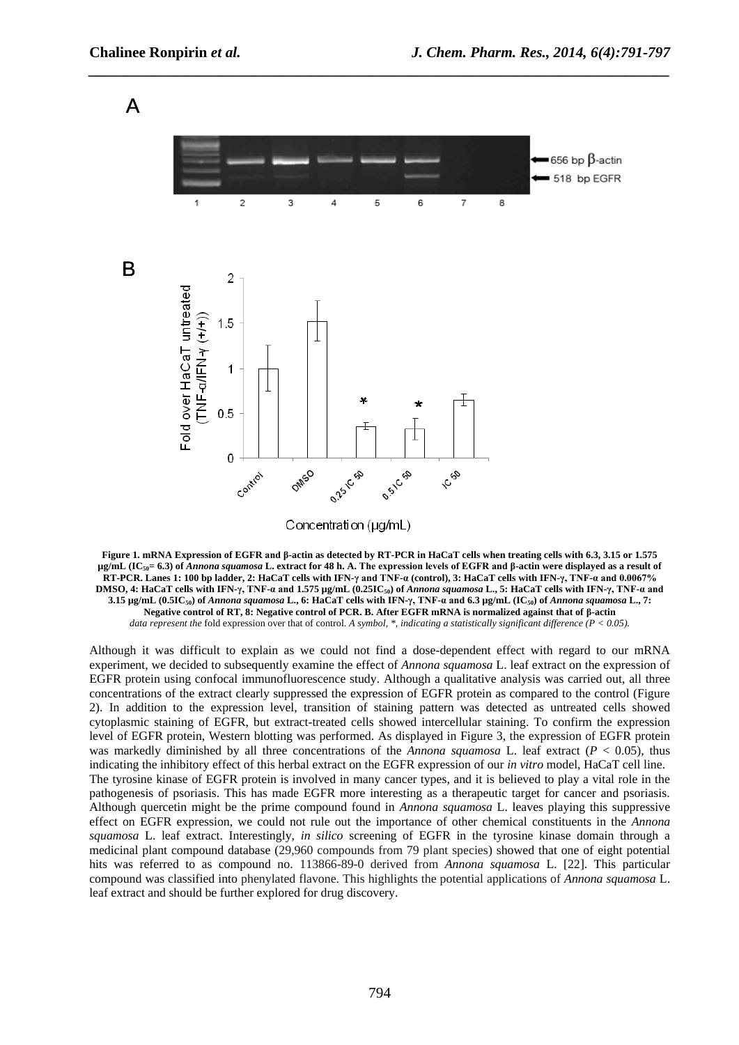**Figure 1. mRNA Expression of EGFR and β-actin as detected by RT-PCR in HaCaT cells when treating cells with 6.3, 3.15 or 1.575 µg/mL ($IC_{50}$= 6.3) of *Annona squamosa* L. extract for 48 h. A. The expression levels of EGFR and β-actin were displayed as a result of RT-PCR. Lanes 1: 100 bp ladder, 2: HaCaT cells with IFN-γ and TNF-α (control), 3: HaCaT cells with IFN-γ, TNF-α and 0.0067% DMSO, 4: HaCaT cells with IFN-γ, TNF-α and 1.575 µg/mL ($0.25IC_{50}$) of *Annona squamosa* L., 5: HaCaT cells with IFN-γ, TNF-α and 3.15 µg/mL ($0.5IC_{50}$) of *Annona squamosa* L., 6: HaCaT cells with IFN-γ, TNF-α and 6.3 µg/mL ($IC_{50}$) of *Annona squamosa* L., 7: Negative control of RT, 8: Negative control of PCR. B. After EGFR mRNA is normalized against that of β-actin**
*data represent the* fold expression over that of control. *A symbol, \*, indicating a statistically significant difference ($P < 0.05$).*

Although it was difficult to explain as we could not find a dose-dependent effect with regard to our mRNA experiment, we decided to subsequently examine the effect of *Annona squamosa* L. leaf extract on the expression of EGFR protein using confocal immunofluorescence study. Although a qualitative analysis was carried out, all three concentrations of the extract clearly suppressed the expression of EGFR protein as compared to the control (Figure 2). In addition to the expression level, transition of staining pattern was detected as untreated cells showed cytoplasmic staining of EGFR, but extract-treated cells showed intercellular staining. To confirm the expression level of EGFR protein, Western blotting was performed. As displayed in Figure 3, the expression of EGFR protein was markedly diminished by all three concentrations of the *Annona squamosa* L. leaf extract ($P < 0.05$), thus indicating the inhibitory effect of this herbal extract on the EGFR expression of our *in vitro* model, HaCaT cell line.

The tyrosine kinase of EGFR protein is involved in many cancer types, and it is believed to play a vital role in the pathogenesis of psoriasis. This has made EGFR more interesting as a therapeutic target for cancer and psoriasis. Although quercetin might be the prime compound found in *Annona squamosa* L. leaves playing this suppressive effect on EGFR expression, we could not rule out the importance of other chemical constituents in the *Annona squamosa* L. leaf extract. Interestingly, *in silico* screening of EGFR in the tyrosine kinase domain through a medicinal plant compound database (29,960 compounds from 79 plant species) showed that one of eight potential hits was referred to as compound no. 113866-89-0 derived from *Annona squamosa* L. [22]. This particular compound was classified into phenylated flavone. This highlights the potential applications of *Annona squamosa* L. leaf extract and should be further explored for drug discovery.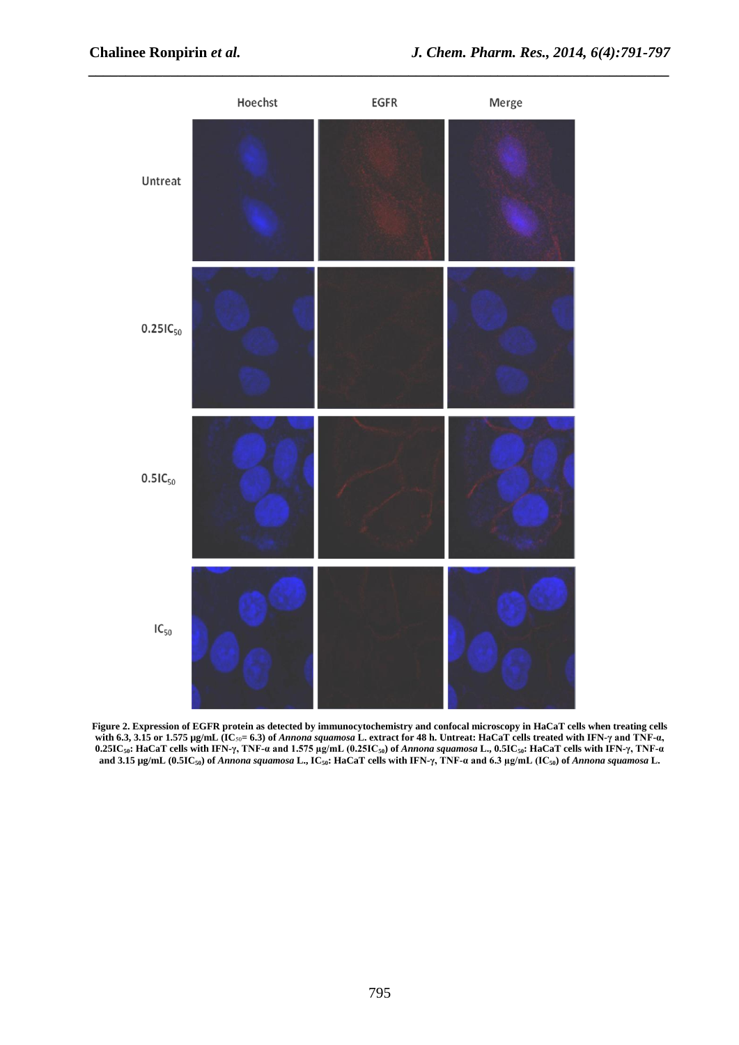Hoechst

EGFR

Merge

Untreat

$0.25IC_{50}$

$0.5IC_{50}$

$IC_{50}$

**Figure 2. Expression of EGFR protein as detected by immunocytochemistry and confocal microscopy in HaCaT cells when treating cells with 6.3, 3.15 or 1.575 µg/mL ($IC_{50}$= 6.3) of *Annona squamosa* L. extract for 48 h. Untreat: HaCaT cells treated with IFN-γ and TNF-α, $0.25IC_{50}$: HaCaT cells with IFN-γ, TNF-α and 1.575 µg/mL ($0.25IC_{50}$) of *Annona squamosa* L., $0.5IC_{50}$: HaCaT cells with IFN-γ, TNF-α and 3.15 µg/mL ($0.5IC_{50}$) of *Annona squamosa* L., $IC_{50}$: HaCaT cells with IFN-γ, TNF-α and 6.3 µg/mL ($IC_{50}$) of *Annona squamosa* L.**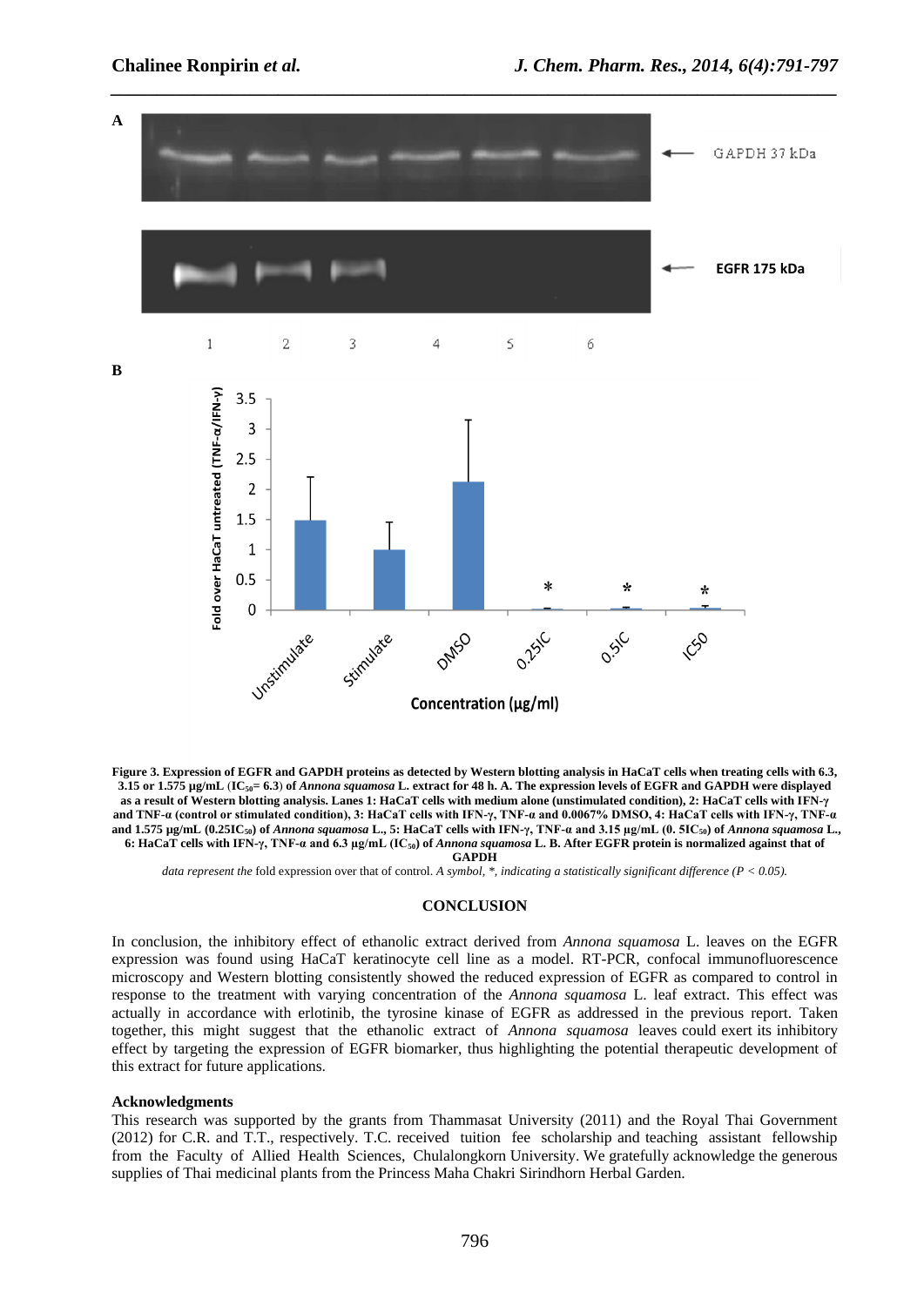A

GAPDH 37 kDa

EGFR 175 kDa

1 2 3 4 5 6

B

Fold over HaCaT untreated (TNF-α/IFN-γ)

3.5
3
2.5
2
1.5
1
0.5
0

Unstimulate
Stimulate
DMSO
0.25IC
0.5IC
IC50

Concentration (µg/ml)

**Figure 3. Expression of EGFR and GAPDH proteins as detected by Western blotting analysis in HaCaT cells when treating cells with 6.3, 3.15 or 1.575 µg/mL ($IC_{50}$= 6.3) of *Annona squamosa* L. extract for 48 h. A. The expression levels of EGFR and GAPDH were displayed as a result of Western blotting analysis. Lanes 1: HaCaT cells with medium alone (unstimulated condition), 2: HaCaT cells with IFN-γ and TNF-α (control or stimulated condition), 3: HaCaT cells with IFN-γ, TNF-α and 0.0067% DMSO, 4: HaCaT cells with IFN-γ, TNF-α and 1.575 µg/mL (0.25$IC_{50}$) of *Annona squamosa* L., 5: HaCaT cells with IFN-γ, TNF-α and 3.15 µg/mL (0. 5$IC_{50}$) of *Annona squamosa* L., 6: HaCaT cells with IFN-γ, TNF-α and 6.3 µg/mL ($IC_{50}$) of *Annona squamosa* L. B. After EGFR protein is normalized against that of GAPDH***
*data represent the* fold expression over that of control. *A symbol, *, indicating a statistically significant difference ($P < 0.05$).*

## CONCLUSION

In conclusion, the inhibitory effect of ethanolic extract derived from *Annona squamosa* L. leaves on the EGFR expression was found using HaCaT keratinocyte cell line as a model. RT-PCR, confocal immunofluorescence microscopy and Western blotting consistently showed the reduced expression of EGFR as compared to control in response to the treatment with varying concentration of the *Annona squamosa* L. leaf extract. This effect was actually in accordance with erlotinib, the tyrosine kinase of EGFR as addressed in the previous report. Taken together, this might suggest that the ethanolic extract of *Annona squamosa* leaves could exert its inhibitory effect by targeting the expression of EGFR biomarker, thus highlighting the potential therapeutic development of this extract for future applications.

### Acknowledgments

This research was supported by the grants from Thammasat University (2011) and the Royal Thai Government (2012) for C.R. and T.T., respectively. T.C. received tuition fee scholarship and teaching assistant fellowship from the Faculty of Allied Health Sciences, Chulalongkorn University. We gratefully acknowledge the generous supplies of Thai medicinal plants from the Princess Maha Chakri Sirindhorn Herbal Garden.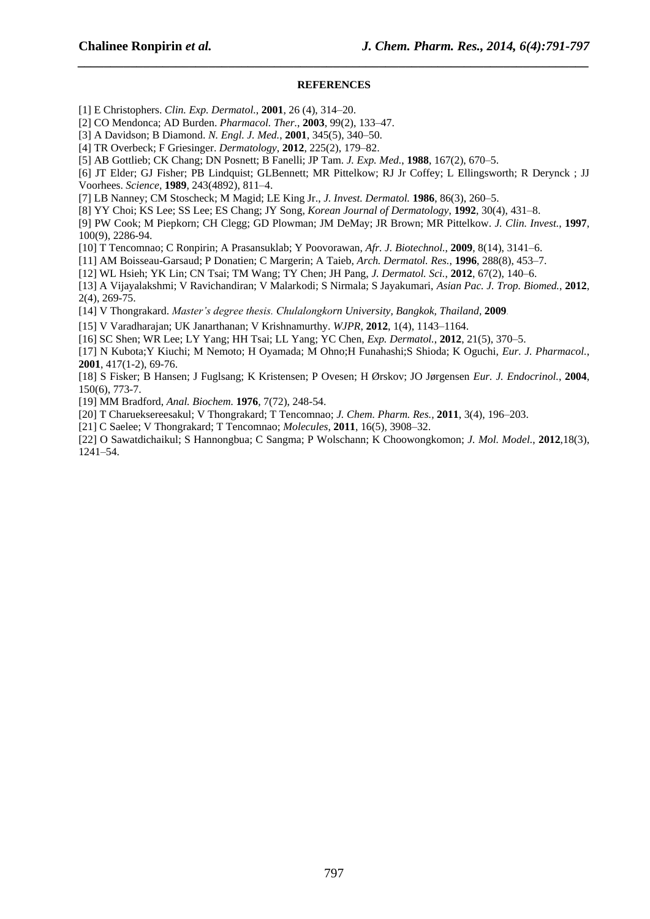**REFERENCES**

[1] E Christophers. *Clin. Exp. Dermatol.*, **2001**, 26 (4), 314–20.

[2] CO Mendonca; AD Burden. *Pharmacol. Ther.*, **2003**, 99(2), 133–47.

[3] A Davidson; B Diamond. *N. Engl. J. Med.*, **2001**, 345(5), 340–50.

[4] TR Overbeck; F Griesinger. *Dermatology*, **2012**, 225(2), 179–82.

[5] AB Gottlieb; CK Chang; DN Posnett; B Fanelli; JP Tam. *J. Exp. Med.*, **1988**, 167(2), 670–5.

[6] JT Elder; GJ Fisher; PB Lindquist; GLBennett; MR Pittelkow; RJ Jr Coffey; L Ellingsworth; R Derynck ; JJ Voorhees. *Science*, **1989**, 243(4892), 811–4.

[7] LB Nanney; CM Stoscheck; M Magid; LE King Jr., *J. Invest. Dermatol.* **1986**, 86(3), 260–5.

[8] YY Choi; KS Lee; SS Lee; ES Chang; JY Song, *Korean Journal of Dermatology*, **1992**, 30(4), 431–8.

[9] PW Cook; M Piepkorn; CH Clegg; GD Plowman; JM DeMay; JR Brown; MR Pittelkow. *J. Clin. Invest.*, **1997**, 100(9), 2286-94.

[10] T Tencomnao; C Ronpirin; A Prasansuklab; Y Poovorawan, *Afr. J. Biotechnol.*, **2009**, 8(14), 3141–6.

[11] AM Boisseau-Garsaud; P Donatien; C Margerin; A Taieb, *Arch. Dermatol. Res.*, **1996**, 288(8), 453–7.

[12] WL Hsieh; YK Lin; CN Tsai; TM Wang; TY Chen; JH Pang, *J. Dermatol. Sci.*, **2012**, 67(2), 140–6.

[13] A Vijayalakshmi; V Ravichandiran; V Malarkodi; S Nirmala; S Jayakumari, *Asian Pac. J. Trop. Biomed.*, **2012**, 2(4), 269-75.

[14] V Thongrakard. *Master's degree thesis. Chulalongkorn University, Bangkok, Thailand*, **2009**.

[15] V Varadharajan; UK Janarthanan; V Krishnamurthy. *WJPR*, **2012**, 1(4), 1143–1164.

[16] SC Shen; WR Lee; LY Yang; HH Tsai; LL Yang; YC Chen, *Exp. Dermatol.*, **2012**, 21(5), 370–5.

[17] N Kubota;Y Kiuchi; M Nemoto; H Oyamada; M Ohno;H Funahashi;S Shioda; K Oguchi, *Eur. J. Pharmacol.*, **2001**, 417(1-2), 69-76.

[18] S Fisker; B Hansen; J Fuglsang; K Kristensen; P Ovesen; H Ørskov; JO Jørgensen *Eur. J. Endocrinol.*, **2004**, 150(6), 773-7.

[19] MM Bradford, *Anal. Biochem.* **1976**, 7(72), 248-54.

[20] T Charueksereesakul; V Thongrakard; T Tencomnao; *J. Chem. Pharm. Res.*, **2011**, 3(4), 196–203.

[21] C Saelee; V Thongrakard; T Tencomnao; *Molecules*, **2011**, 16(5), 3908–32.

[22] O Sawatdichaikul; S Hannongbua; C Sangma; P Wolschann; K Choowongkomon; *J. Mol. Model.*, **2012**,18(3), 1241–54.